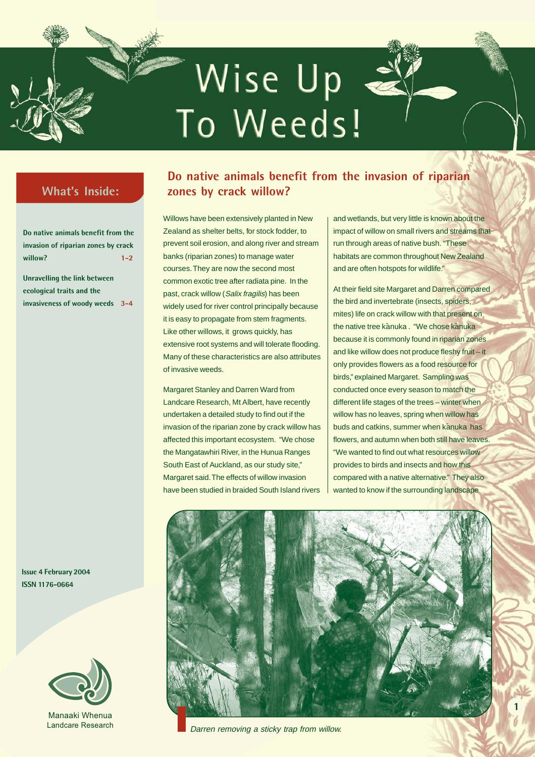# Wise Up To Weeds!

## What's Inside:

**Do native animals benefit from the invasion of riparian zones by crack willow?** **1–2**

**Unravelling the link between ecological traits and the invasiveness of woody weeds** **3–4**

**Issue 4 February 2004**
**ISSN 1176-0664**

Manaaki Whenua
Landcare Research

## Do native animals benefit from the invasion of riparian zones by crack willow?

Willows have been extensively planted in New Zealand as shelter belts, for stock fodder, to prevent soil erosion, and along river and stream banks (riparian zones) to manage water courses. They are now the second most common exotic tree after radiata pine. In the past, crack willow (*Salix fragilis*) has been widely used for river control principally because it is easy to propagate from stem fragments. Like other willows, it grows quickly, has extensive root systems and will tolerate flooding. Many of these characteristics are also attributes of invasive weeds.

Margaret Stanley and Darren Ward from Landcare Research, Mt Albert, have recently undertaken a detailed study to find out if the invasion of the riparian zone by crack willow has affected this important ecosystem. "We chose the Mangatawhiri River, in the Hunua Ranges South East of Auckland, as our study site," Margaret said. The effects of willow invasion have been studied in braided South Island rivers and wetlands, but very little is known about the impact of willow on small rivers and streams that run through areas of native bush. "These habitats are common throughout New Zealand and are often hotspots for wildlife."

At their field site Margaret and Darren compared the bird and invertebrate (insects, spiders, mites) life on crack willow with that present on the native tree kānuka . "We chose kānuka because it is commonly found in riparian zones and like willow does not produce fleshy fruit – it only provides flowers as a food resource for birds," explained Margaret. Sampling was conducted once every season to match the different life stages of the trees – winter when willow has no leaves, spring when willow has buds and catkins, summer when kānuka has flowers, and autumn when both still have leaves. "We wanted to find out what resources willow provides to birds and insects and how this compared with a native alternative." They also wanted to know if the surrounding landscape

Darren removing a sticky trap from willow.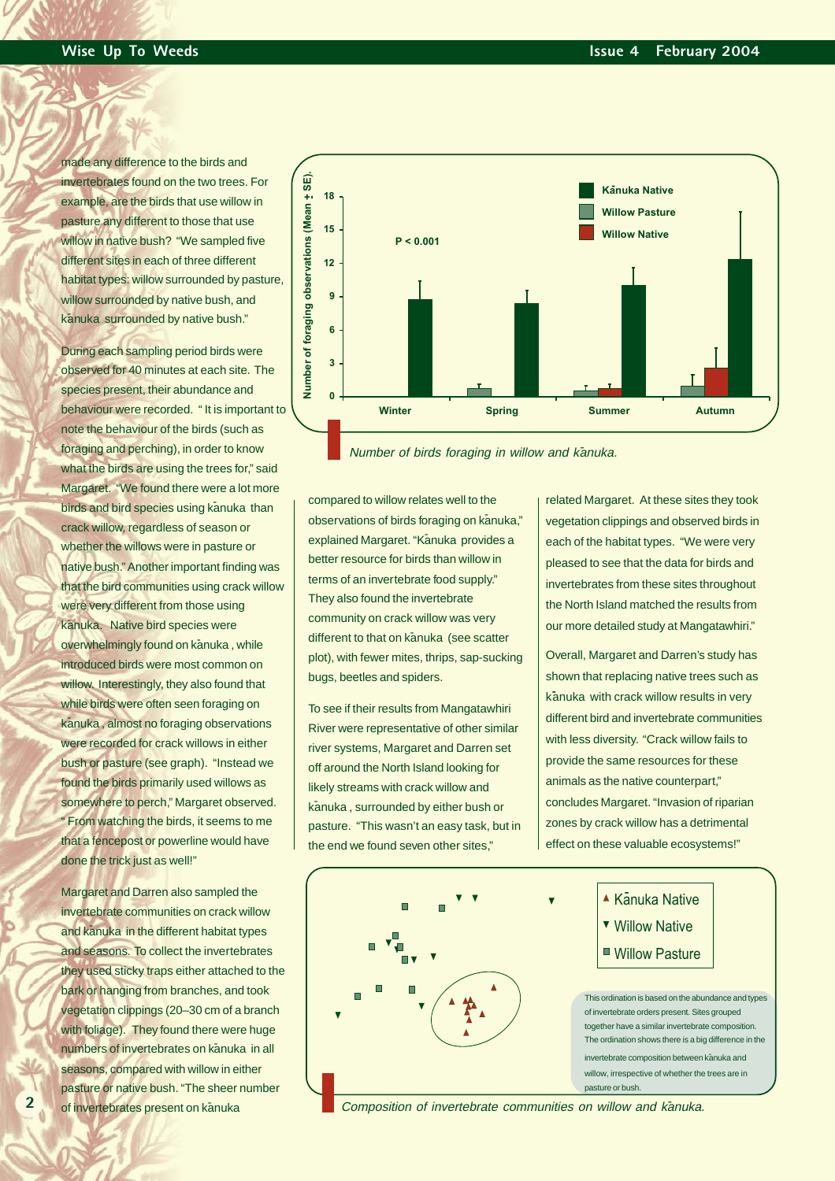made any difference to the birds and invertebrates found on the two trees. For example, are the birds that use willow in pasture any different to those that use willow in native bush? "We sampled five different sites in each of three different habitat types: willow surrounded by pasture, willow surrounded by native bush, and kānuka surrounded by native bush."

During each sampling period birds were observed for 40 minutes at each site. The species present, their abundance and behaviour were recorded. " It is important to note the behaviour of the birds (such as foraging and perching), in order to know what the birds are using the trees for," said Margaret. "We found there were a lot more birds and bird species using kānuka than crack willow, regardless of season or whether the willows were in pasture or native bush." Another important finding was that the bird communities using crack willow were very different from those using kānuka. Native bird species were overwhelmingly found on kānuka , while introduced birds were most common on willow. Interestingly, they also found that while birds were often seen foraging on kānuka , almost no foraging observations were recorded for crack willows in either bush or pasture (see graph). "Instead we found the birds primarily used willows as somewhere to perch," Margaret observed. " From watching the birds, it seems to me that a fencepost or powerline would have done the trick just as well!"

Margaret and Darren also sampled the invertebrate communities on crack willow and kānuka in the different habitat types and seasons. To collect the invertebrates they used sticky traps either attached to the bark or hanging from branches, and took vegetation clippings (20–30 cm of a branch with foliage). They found there were huge numbers of invertebrates on kānuka in all seasons, compared with willow in either pasture or native bush. "The sheer number of invertebrates present on kānuka compared to willow relates well to the observations of birds foraging on kānuka," explained Margaret. "Kānuka provides a better resource for birds than willow in terms of an invertebrate food supply." They also found the invertebrate community on crack willow was very different to that on kānuka (see scatter plot), with fewer mites, thrips, sap-sucking bugs, beetles and spiders.

To see if their results from Mangatawhiri River were representative of other similar river systems, Margaret and Darren set off around the North Island looking for likely streams with crack willow and kānuka , surrounded by either bush or pasture. "This wasn't an easy task, but in the end we found seven other sites," related Margaret. At these sites they took vegetation clippings and observed birds in each of the habitat types. "We were very pleased to see that the data for birds and invertebrates from these sites throughout the North Island matched the results from our more detailed study at Mangatawhiri."

Overall, Margaret and Darren's study has shown that replacing native trees such as kānuka with crack willow results in very different bird and invertebrate communities with less diversity. "Crack willow fails to provide the same resources for these animals as the native counterpart," concludes Margaret. "Invasion of riparian zones by crack willow has a detrimental effect on these valuable ecosystems!"

*Number of birds foraging in willow and kānuka.*

*Composition of invertebrate communities on willow and kānuka.*

This ordination is based on the abundance and types of invertebrate orders present. Sites grouped together have a similar invertebrate composition. The ordination shows there is a big difference in the invertebrate composition between kānuka and willow, irrespective of whether the trees are in pasture or bush.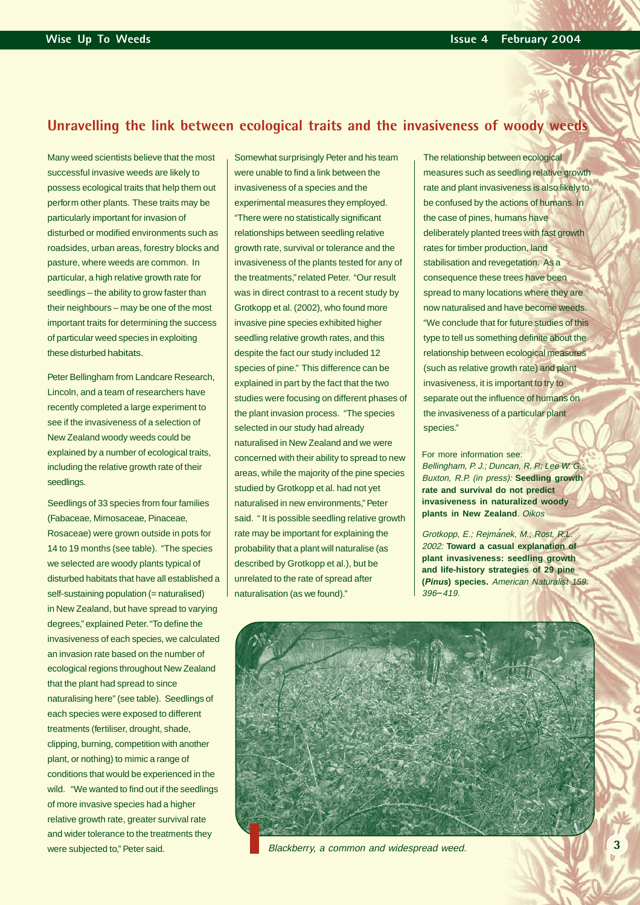## Unravelling the link between ecological traits and the invasiveness of woody weeds

Many weed scientists believe that the most successful invasive weeds are likely to possess ecological traits that help them out perform other plants. These traits may be particularly important for invasion of disturbed or modified environments such as roadsides, urban areas, forestry blocks and pasture, where weeds are common. In particular, a high relative growth rate for seedlings – the ability to grow faster than their neighbours – may be one of the most important traits for determining the success of particular weed species in exploiting these disturbed habitats.

Peter Bellingham from Landcare Research, Lincoln, and a team of researchers have recently completed a large experiment to see if the invasiveness of a selection of New Zealand woody weeds could be explained by a number of ecological traits, including the relative growth rate of their seedlings.

Seedlings of 33 species from four families (Fabaceae, Mimosaceae, Pinaceae, Rosaceae) were grown outside in pots for 14 to 19 months (see table). "The species we selected are woody plants typical of disturbed habitats that have all established a self-sustaining population (= naturalised) in New Zealand, but have spread to varying degrees," explained Peter. "To define the invasiveness of each species, we calculated an invasion rate based on the number of ecological regions throughout New Zealand that the plant had spread to since naturalising here" (see table). Seedlings of each species were exposed to different treatments (fertiliser, drought, shade, clipping, burning, competition with another plant, or nothing) to mimic a range of conditions that would be experienced in the wild. "We wanted to find out if the seedlings of more invasive species had a higher relative growth rate, greater survival rate and wider tolerance to the treatments they were subjected to," Peter said.

Somewhat surprisingly Peter and his team were unable to find a link between the invasiveness of a species and the experimental measures they employed. "There were no statistically significant relationships between seedling relative growth rate, survival or tolerance and the invasiveness of the plants tested for any of the treatments," related Peter. "Our result was in direct contrast to a recent study by Grotkopp et al. (2002), who found more invasive pine species exhibited higher seedling relative growth rates, and this despite the fact our study included 12 species of pine." This difference can be explained in part by the fact that the two studies were focusing on different phases of the plant invasion process. "The species selected in our study had already naturalised in New Zealand and we were concerned with their ability to spread to new areas, while the majority of the pine species studied by Grotkopp et al. had not yet naturalised in new environments," Peter said. " It is possible seedling relative growth rate may be important for explaining the probability that a plant will naturalise (as described by Grotkopp et al.), but be unrelated to the rate of spread after naturalisation (as we found)."

The relationship between ecological measures such as seedling relative growth rate and plant invasiveness is also likely to be confused by the actions of humans. In the case of pines, humans have deliberately planted trees with fast growth rates for timber production, land stabilisation and revegetation. As a consequence these trees have been spread to many locations where they are now naturalised and have become weeds. "We conclude that for future studies of this type to tell us something definite about the relationship between ecological measures (such as relative growth rate) and plant invasiveness, it is important to try to separate out the influence of humans on the invasiveness of a particular plant species."

For more information see:

*Bellingham, P. J.; Duncan, R. P.; Lee W. G.; Buxton, R.P. (in press):* **Seedling growth rate and survival do not predict invasiveness in naturalized woody plants in New Zealand**. *Oikos*

*Grotkopp, E.; Rejmánek, M.; Rost, R.L. 2002:* **Toward a casual explanation of plant invasiveness: seedling growth and life-history strategies of 29 pine (*Pinus*) species.** *American Naturalist 159: 396–419.*

*Blackberry, a common and widespread weed.*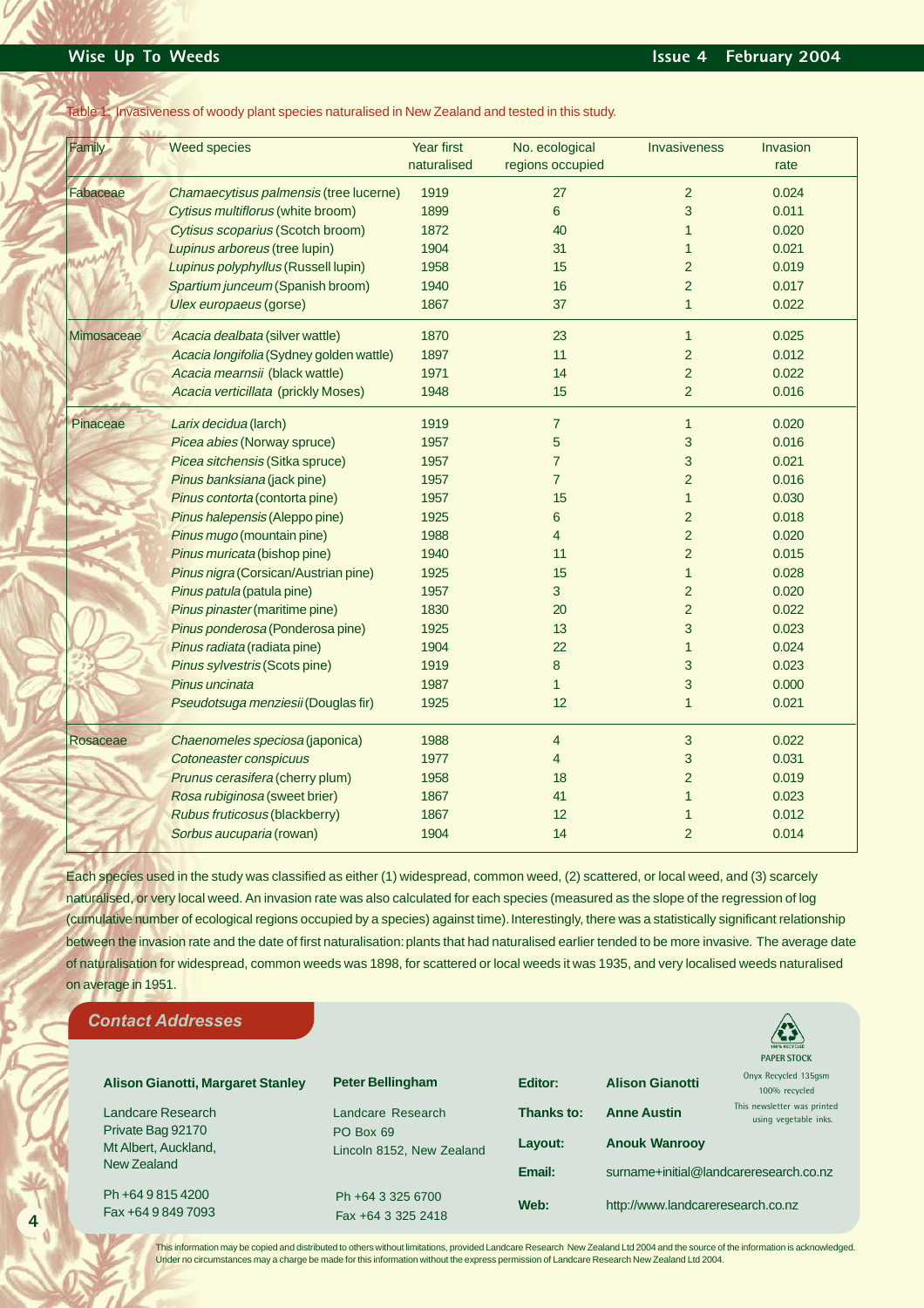Table 1. Invasiveness of woody plant species naturalised in New Zealand and tested in this study.

| Family | Weed species | Year first naturalised | No. ecological regions occupied | Invasiveness | Invasion rate |
|---|---|---|---|---|---|
| Fabaceae | *Chamaecytisus palmensis* (tree lucerne) | 1919 | 27 | 2 | 0.024 |
| | *Cytisus multiflorus* (white broom) | 1899 | 6 | 3 | 0.011 |
| | *Cytisus scoparius* (Scotch broom) | 1872 | 40 | 1 | 0.020 |
| | *Lupinus arboreus* (tree lupin) | 1904 | 31 | 1 | 0.021 |
| | *Lupinus polyphyllus* (Russell lupin) | 1958 | 15 | 2 | 0.019 |
| | *Spartium junceum* (Spanish broom) | 1940 | 16 | 2 | 0.017 |
| | *Ulex europaeus* (gorse) | 1867 | 37 | 1 | 0.022 |
| Mimosaceae | *Acacia dealbata* (silver wattle) | 1870 | 23 | 1 | 0.025 |
| | *Acacia longifolia* (Sydney golden wattle) | 1897 | 11 | 2 | 0.012 |
| | *Acacia mearnsii* (black wattle) | 1971 | 14 | 2 | 0.022 |
| | *Acacia verticillata* (prickly Moses) | 1948 | 15 | 2 | 0.016 |
| Pinaceae | *Larix decidua* (larch) | 1919 | 7 | 1 | 0.020 |
| | *Picea abies* (Norway spruce) | 1957 | 5 | 3 | 0.016 |
| | *Picea sitchensis* (Sitka spruce) | 1957 | 7 | 3 | 0.021 |
| | *Pinus banksiana* (jack pine) | 1957 | 7 | 2 | 0.016 |
| | *Pinus contorta* (contorta pine) | 1957 | 15 | 1 | 0.030 |
| | *Pinus halepensis* (Aleppo pine) | 1925 | 6 | 2 | 0.018 |
| | *Pinus mugo* (mountain pine) | 1988 | 4 | 2 | 0.020 |
| | *Pinus muricata* (bishop pine) | 1940 | 11 | 2 | 0.015 |
| | *Pinus nigra* (Corsican/Austrian pine) | 1925 | 15 | 1 | 0.028 |
| | *Pinus patula* (patula pine) | 1957 | 3 | 2 | 0.020 |
| | *Pinus pinaster* (maritime pine) | 1830 | 20 | 2 | 0.022 |
| | *Pinus ponderosa* (Ponderosa pine) | 1925 | 13 | 3 | 0.023 |
| | *Pinus radiata* (radiata pine) | 1904 | 22 | 1 | 0.024 |
| | *Pinus sylvestris* (Scots pine) | 1919 | 8 | 3 | 0.023 |
| | *Pinus uncinata* | 1987 | 1 | 3 | 0.000 |
| | *Pseudotsuga menziesii* (Douglas fir) | 1925 | 12 | 1 | 0.021 |
| Rosaceae | *Chaenomeles speciosa* (japonica) | 1988 | 4 | 3 | 0.022 |
| | *Cotoneaster conspicuus* | 1977 | 4 | 3 | 0.031 |
| | *Prunus cerasifera* (cherry plum) | 1958 | 18 | 2 | 0.019 |
| | *Rosa rubiginosa* (sweet brier) | 1867 | 41 | 1 | 0.023 |
| | *Rubus fruticosus* (blackberry) | 1867 | 12 | 1 | 0.012 |
| | *Sorbus aucuparia* (rowan) | 1904 | 14 | 2 | 0.014 |

Each species used in the study was classified as either (1) widespread, common weed, (2) scattered, or local weed, and (3) scarcely naturalised, or very local weed. An invasion rate was also calculated for each species (measured as the slope of the regression of log (cumulative number of ecological regions occupied by a species) against time). Interestingly, there was a statistically significant relationship between the invasion rate and the date of first naturalisation: plants that had naturalised earlier tended to be more invasive. The average date of naturalisation for widespread, common weeds was 1898, for scattered or local weeds it was 1935, and very localised weeds naturalised on average in 1951.

## Contact Addresses

**Alison Gianotti, Margaret Stanley**
Landcare Research
Private Bag 92170
Mt Albert, Auckland,
New Zealand

Ph +64 9 815 4200
Fax +64 9 849 7093

**Peter Bellingham**
Landcare Research
PO Box 69
Lincoln 8152, New Zealand

Ph +64 3 325 6700
Fax +64 3 325 2418

**Editor:** **Alison Gianotti**
**Thanks to:** **Anne Austin**
**Layout:** **Anouk Wanrooy**
**Email:** surname+initial@landcareresearch.co.nz
**Web:** http://www.landcareresearch.co.nz

PAPER STOCK
Onyx Recycled 135gsm
100% recycled
This newsletter was printed using vegetable inks.

This information may be copied and distributed to others without limitations, provided Landcare Research New Zealand Ltd 2004 and the source of the information is acknowledged. Under no circumstances may a charge be made for this information without the express permission of Landcare Research New Zealand Ltd 2004.